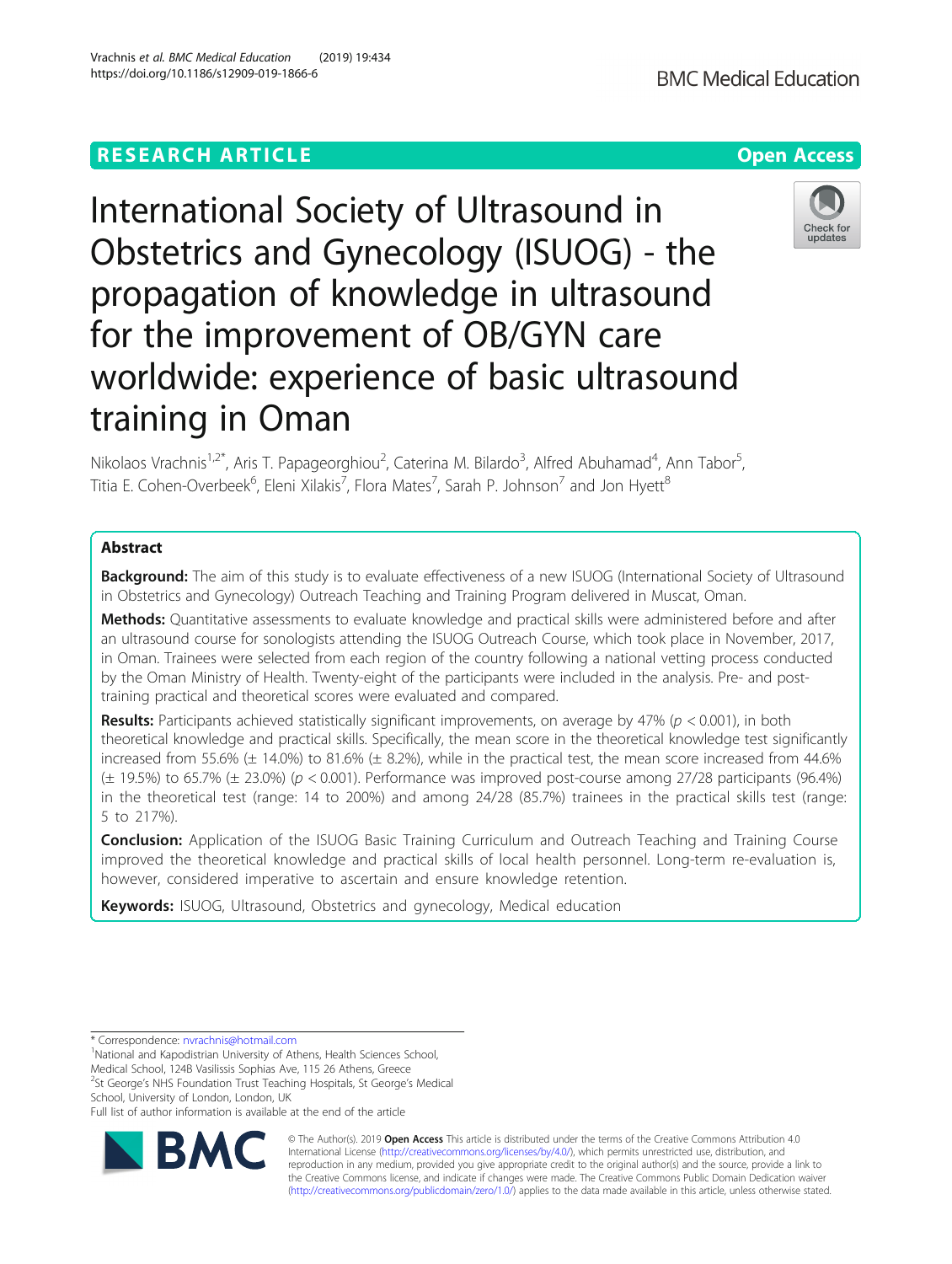**RESEARCH ARTICLE** **Open Access**

# International Society of Ultrasound in Obstetrics and Gynecology (ISUOG) - the propagation of knowledge in ultrasound for the improvement of OB/GYN care worldwide: experience of basic ultrasound training in Oman

Nikolaos Vrachnis[1,2*], Aris T. Papageorghiou[2], Caterina M. Bilardo[3], Alfred Abuhamad[4], Ann Tabor[5], Titia E. Cohen-Overbeek[6], Eleni Xilakis[7], Flora Mates[7], Sarah P. Johnson[7] and Jon Hyett[8]

## Abstract

**Background:** The aim of this study is to evaluate effectiveness of a new ISUOG (International Society of Ultrasound in Obstetrics and Gynecology) Outreach Teaching and Training Program delivered in Muscat, Oman.

**Methods:** Quantitative assessments to evaluate knowledge and practical skills were administered before and after an ultrasound course for sonologists attending the ISUOG Outreach Course, which took place in November, 2017, in Oman. Trainees were selected from each region of the country following a national vetting process conducted by the Oman Ministry of Health. Twenty-eight of the participants were included in the analysis. Pre- and post-training practical and theoretical scores were evaluated and compared.

**Results:** Participants achieved statistically significant improvements, on average by 47% ($p < 0.001$), in both theoretical knowledge and practical skills. Specifically, the mean score in the theoretical knowledge test significantly increased from 55.6% (± 14.0%) to 81.6% (± 8.2%), while in the practical test, the mean score increased from 44.6% (± 19.5%) to 65.7% (± 23.0%) ($p < 0.001$). Performance was improved post-course among 27/28 participants (96.4%) in the theoretical test (range: 14 to 200%) and among 24/28 (85.7%) trainees in the practical skills test (range: 5 to 217%).

**Conclusion:** Application of the ISUOG Basic Training Curriculum and Outreach Teaching and Training Course improved the theoretical knowledge and practical skills of local health personnel. Long-term re-evaluation is, however, considered imperative to ascertain and ensure knowledge retention.

**Keywords:** ISUOG, Ultrasound, Obstetrics and gynecology, Medical education

---

\* Correspondence: nvrachnis@hotmail.com

[1]National and Kapodistrian University of Athens, Health Sciences School, Medical School, 124B Vasilissis Sophias Ave, 115 26 Athens, Greece

[2]St George's NHS Foundation Trust Teaching Hospitals, St George's Medical School, University of London, London, UK

Full list of author information is available at the end of the article

© The Author(s). 2019 **Open Access** This article is distributed under the terms of the Creative Commons Attribution 4.0 International License (http://creativecommons.org/licenses/by/4.0/), which permits unrestricted use, distribution, and reproduction in any medium, provided you give appropriate credit to the original author(s) and the source, provide a link to the Creative Commons license, and indicate if changes were made. The Creative Commons Public Domain Dedication waiver (http://creativecommons.org/publicdomain/zero/1.0/) applies to the data made available in this article, unless otherwise stated.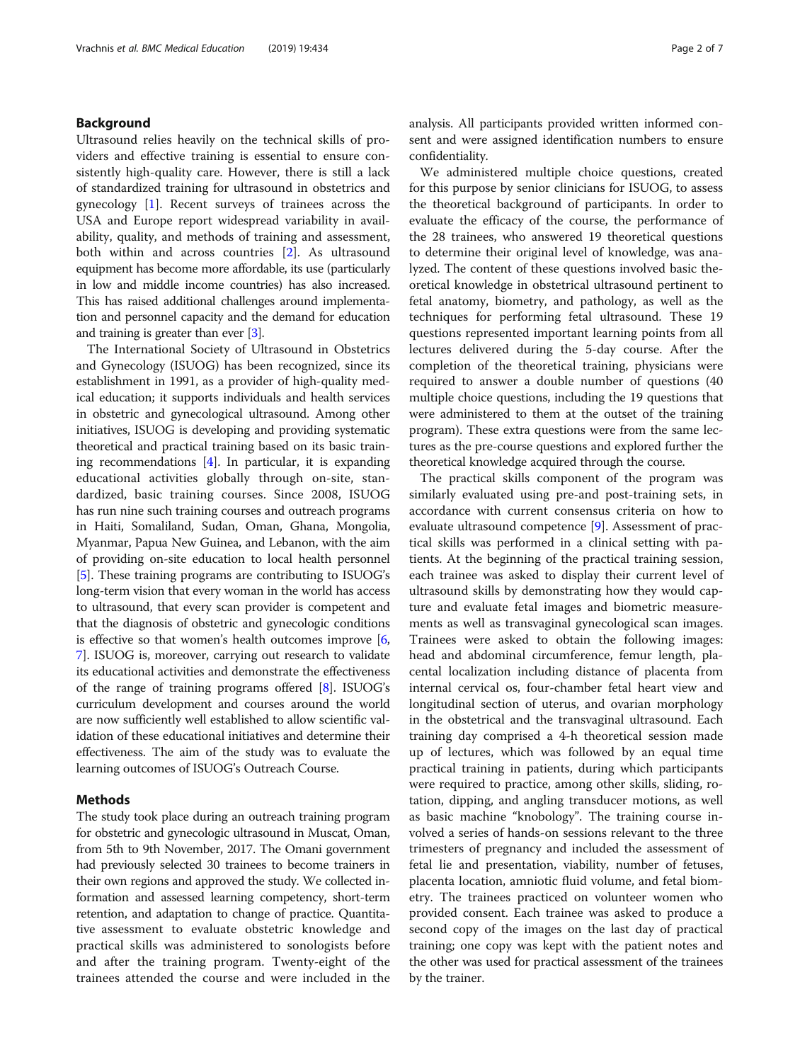## Background

Ultrasound relies heavily on the technical skills of providers and effective training is essential to ensure consistently high-quality care. However, there is still a lack of standardized training for ultrasound in obstetrics and gynecology [1]. Recent surveys of trainees across the USA and Europe report widespread variability in availability, quality, and methods of training and assessment, both within and across countries [2]. As ultrasound equipment has become more affordable, its use (particularly in low and middle income countries) has also increased. This has raised additional challenges around implementation and personnel capacity and the demand for education and training is greater than ever [3].

The International Society of Ultrasound in Obstetrics and Gynecology (ISUOG) has been recognized, since its establishment in 1991, as a provider of high-quality medical education; it supports individuals and health services in obstetric and gynecological ultrasound. Among other initiatives, ISUOG is developing and providing systematic theoretical and practical training based on its basic training recommendations [4]. In particular, it is expanding educational activities globally through on-site, standardized, basic training courses. Since 2008, ISUOG has run nine such training courses and outreach programs in Haiti, Somaliland, Sudan, Oman, Ghana, Mongolia, Myanmar, Papua New Guinea, and Lebanon, with the aim of providing on-site education to local health personnel [5]. These training programs are contributing to ISUOG's long-term vision that every woman in the world has access to ultrasound, that every scan provider is competent and that the diagnosis of obstetric and gynecologic conditions is effective so that women's health outcomes improve [6, 7]. ISUOG is, moreover, carrying out research to validate its educational activities and demonstrate the effectiveness of the range of training programs offered [8]. ISUOG's curriculum development and courses around the world are now sufficiently well established to allow scientific validation of these educational initiatives and determine their effectiveness. The aim of the study was to evaluate the learning outcomes of ISUOG's Outreach Course.

## Methods

The study took place during an outreach training program for obstetric and gynecologic ultrasound in Muscat, Oman, from 5th to 9th November, 2017. The Omani government had previously selected 30 trainees to become trainers in their own regions and approved the study. We collected information and assessed learning competency, short-term retention, and adaptation to change of practice. Quantitative assessment to evaluate obstetric knowledge and practical skills was administered to sonologists before and after the training program. Twenty-eight of the trainees attended the course and were included in the analysis. All participants provided written informed consent and were assigned identification numbers to ensure confidentiality.

We administered multiple choice questions, created for this purpose by senior clinicians for ISUOG, to assess the theoretical background of participants. In order to evaluate the efficacy of the course, the performance of the 28 trainees, who answered 19 theoretical questions to determine their original level of knowledge, was analyzed. The content of these questions involved basic theoretical knowledge in obstetrical ultrasound pertinent to fetal anatomy, biometry, and pathology, as well as the techniques for performing fetal ultrasound. These 19 questions represented important learning points from all lectures delivered during the 5-day course. After the completion of the theoretical training, physicians were required to answer a double number of questions (40 multiple choice questions, including the 19 questions that were administered to them at the outset of the training program). These extra questions were from the same lectures as the pre-course questions and explored further the theoretical knowledge acquired through the course.

The practical skills component of the program was similarly evaluated using pre-and post-training sets, in accordance with current consensus criteria on how to evaluate ultrasound competence [9]. Assessment of practical skills was performed in a clinical setting with patients. At the beginning of the practical training session, each trainee was asked to display their current level of ultrasound skills by demonstrating how they would capture and evaluate fetal images and biometric measurements as well as transvaginal gynecological scan images. Trainees were asked to obtain the following images: head and abdominal circumference, femur length, placental localization including distance of placenta from internal cervical os, four-chamber fetal heart view and longitudinal section of uterus, and ovarian morphology in the obstetrical and the transvaginal ultrasound. Each training day comprised a 4-h theoretical session made up of lectures, which was followed by an equal time practical training in patients, during which participants were required to practice, among other skills, sliding, rotation, dipping, and angling transducer motions, as well as basic machine "knobology". The training course involved a series of hands-on sessions relevant to the three trimesters of pregnancy and included the assessment of fetal lie and presentation, viability, number of fetuses, placenta location, amniotic fluid volume, and fetal biometry. The trainees practiced on volunteer women who provided consent. Each trainee was asked to produce a second copy of the images on the last day of practical training; one copy was kept with the patient notes and the other was used for practical assessment of the trainees by the trainer.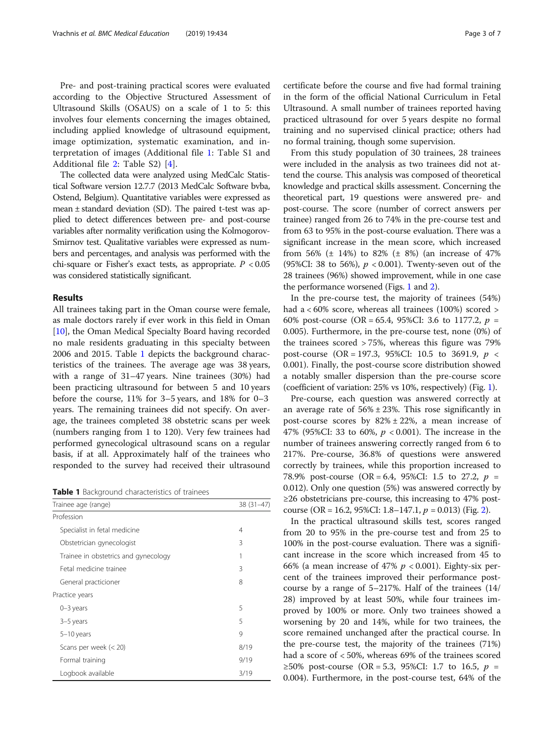Pre- and post-training practical scores were evaluated according to the Objective Structured Assessment of Ultrasound Skills (OSAUS) on a scale of 1 to 5: this involves four elements concerning the images obtained, including applied knowledge of ultrasound equipment, image optimization, systematic examination, and interpretation of images (Additional file 1: Table S1 and Additional file 2: Table S2) [4].

The collected data were analyzed using MedCalc Statistical Software version 12.7.7 (2013 MedCalc Software bvba, Ostend, Belgium). Quantitative variables were expressed as mean ± standard deviation (SD). The paired t-test was applied to detect differences between pre- and post-course variables after normality verification using the Kolmogorov-Smirnov test. Qualitative variables were expressed as numbers and percentages, and analysis was performed with the chi-square or Fisher's exact tests, as appropriate. $P < 0.05$ was considered statistically significant.

## Results

All trainees taking part in the Oman course were female, as male doctors rarely if ever work in this field in Oman [10], the Oman Medical Specialty Board having recorded no male residents graduating in this specialty between 2006 and 2015. Table 1 depicts the background characteristics of the trainees. The average age was 38 years, with a range of 31–47 years. Nine trainees (30%) had been practicing ultrasound for between 5 and 10 years before the course, 11% for 3–5 years, and 18% for 0–3 years. The remaining trainees did not specify. On average, the trainees completed 38 obstetric scans per week (numbers ranging from 1 to 120). Very few trainees had performed gynecological ultrasound scans on a regular basis, if at all. Approximately half of the trainees who responded to the survey had received their ultrasound certificate before the course and five had formal training in the form of the official National Curriculum in Fetal Ultrasound. A small number of trainees reported having practiced ultrasound for over 5 years despite no formal training and no supervised clinical practice; others had no formal training, though some supervision.

**Table 1** Background characteristics of trainees

| Trainee age (range) | 38 (31–47) |
|---|---|
| Profession | |
| Specialist in fetal medicine | 4 |
| Obstetrician gynecologist | 3 |
| Trainee in obstetrics and gynecology | 1 |
| Fetal medicine trainee | 3 |
| General practicioner | 8 |
| Practice years | |
| 0–3 years | 5 |
| 3–5 years | 5 |
| 5–10 years | 9 |
| Scans per week (< 20) | 8/19 |
| Formal training | 9/19 |
| Logbook available | 3/19 |

From this study population of 30 trainees, 28 trainees were included in the analysis as two trainees did not attend the course. This analysis was composed of theoretical knowledge and practical skills assessment. Concerning the theoretical part, 19 questions were answered pre- and post-course. The score (number of correct answers per trainee) ranged from 26 to 74% in the pre-course test and from 63 to 95% in the post-course evaluation. There was a significant increase in the mean score, which increased from 56% (± 14%) to 82% (± 8%) (an increase of 47% (95%CI: 38 to 56%), $p < 0.001$). Twenty-seven out of the 28 trainees (96%) showed improvement, while in one case the performance worsened (Figs. 1 and 2).

In the pre-course test, the majority of trainees (54%) had a < 60% score, whereas all trainees (100%) scored > 60% post-course (OR = 65.4, 95%CI: 3.6 to 1177.2, $p = 0.005$). Furthermore, in the pre-course test, none (0%) of the trainees scored > 75%, whereas this figure was 79% post-course (OR = 197.3, 95%CI: 10.5 to 3691.9, $p < 0.001$). Finally, the post-course score distribution showed a notably smaller dispersion than the pre-course score (coefficient of variation: 25% vs 10%, respectively) (Fig. 1).

Pre-course, each question was answered correctly at an average rate of 56% ± 23%. This rose significantly in post-course scores by 82% ± 22%, a mean increase of 47% (95%CI: 33 to 60%, $p < 0.001$). The increase in the number of trainees answering correctly ranged from 6 to 217%. Pre-course, 36.8% of questions were answered correctly by trainees, while this proportion increased to 78.9% post-course (OR = 6.4, 95%CI: 1.5 to 27.2, $p = 0.012$). Only one question (5%) was answered correctly by ≥26 obstetricians pre-course, this increasing to 47% post-course (OR = 16.2, 95%CI: 1.8–147.1, $p = 0.013$) (Fig. 2).

In the practical ultrasound skills test, scores ranged from 20 to 95% in the pre-course test and from 25 to 100% in the post-course evaluation. There was a significant increase in the score which increased from 45 to 66% (a mean increase of 47% $p < 0.001$). Eighty-six percent of the trainees improved their performance post-course by a range of 5–217%. Half of the trainees (14/28) improved by at least 50%, while four trainees improved by 100% or more. Only two trainees showed a worsening by 20 and 14%, while for two trainees, the score remained unchanged after the practical course. In the pre-course test, the majority of the trainees (71%) had a score of < 50%, whereas 69% of the trainees scored ≥50% post-course (OR = 5.3, 95%CI: 1.7 to 16.5, $p = 0.004$). Furthermore, in the post-course test, 64% of the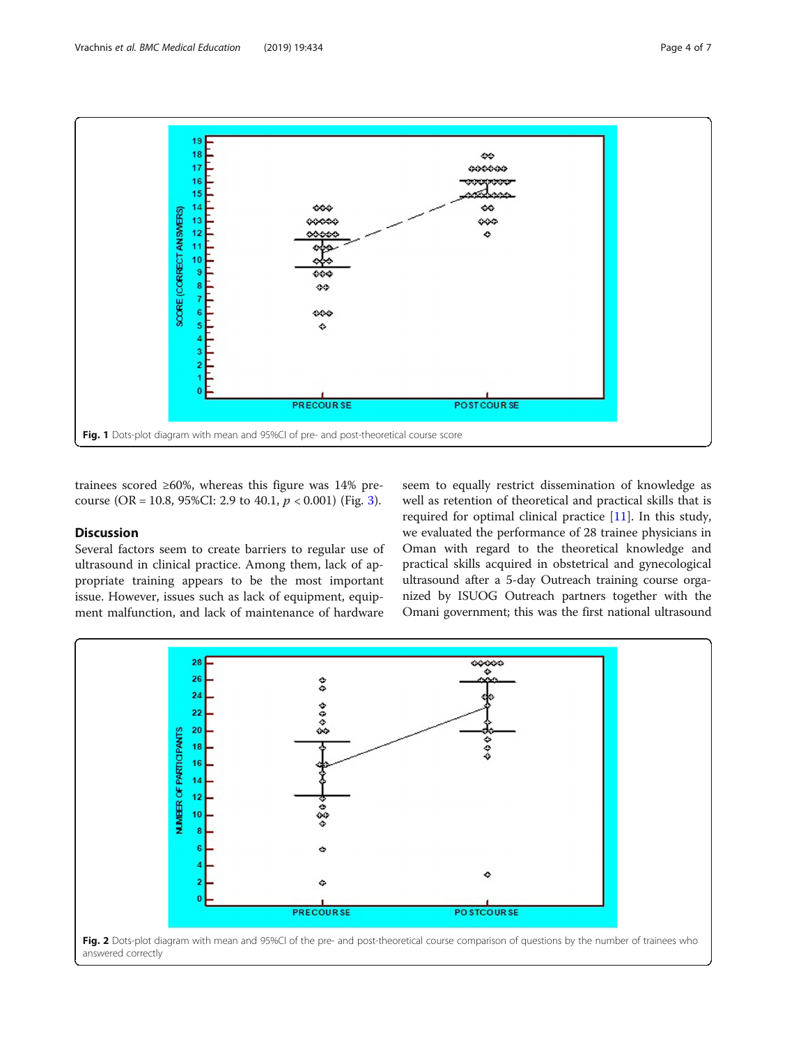Fig. 1 Dots-plot diagram with mean and 95%CI of pre- and post-theoretical course score

trainees scored ≥60%, whereas this figure was 14% pre-course (OR = 10.8, 95%CI: 2.9 to 40.1, $p < 0.001$) (Fig. 3).

## Discussion

Several factors seem to create barriers to regular use of ultrasound in clinical practice. Among them, lack of appropriate training appears to be the most important issue. However, issues such as lack of equipment, equipment malfunction, and lack of maintenance of hardware seem to equally restrict dissemination of knowledge as well as retention of theoretical and practical skills that is required for optimal clinical practice [11]. In this study, we evaluated the performance of 28 trainee physicians in Oman with regard to the theoretical knowledge and practical skills acquired in obstetrical and gynecological ultrasound after a 5-day Outreach training course organized by ISUOG Outreach partners together with the Omani government; this was the first national ultrasound

Fig. 2 Dots-plot diagram with mean and 95%CI of the pre- and post-theoretical course comparison of questions by the number of trainees who answered correctly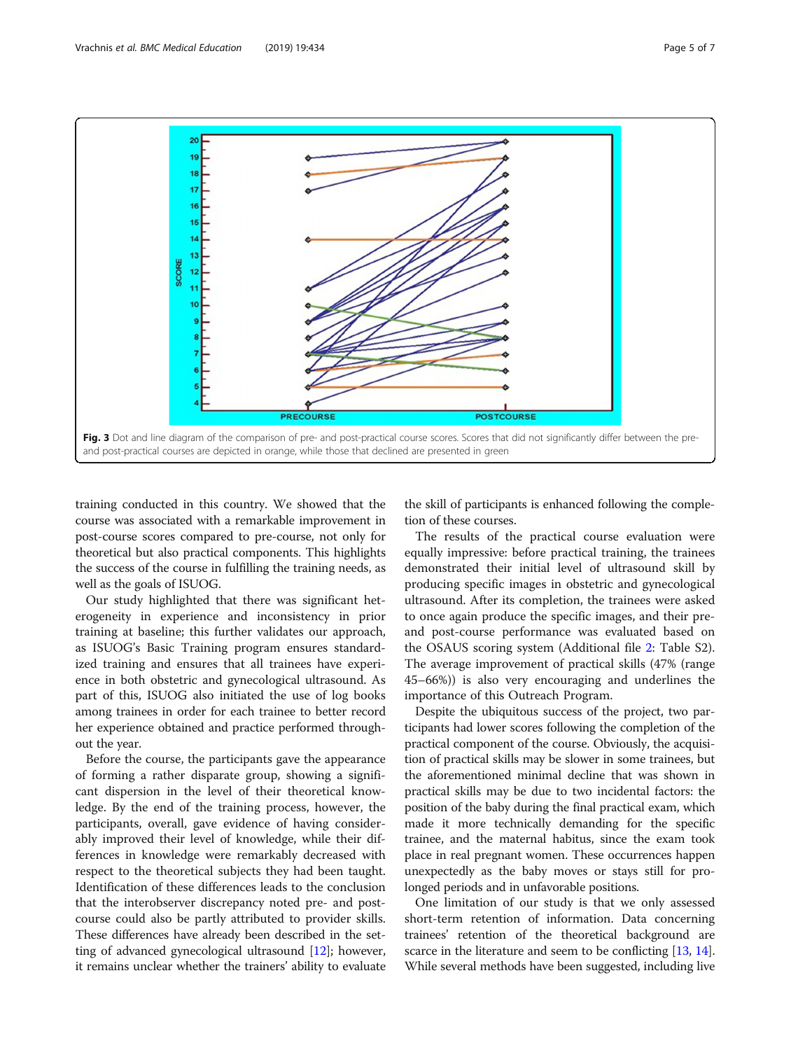Fig. 3 Dot and line diagram of the comparison of pre- and post-practical course scores. Scores that did not significantly differ between the pre- and post-practical courses are depicted in orange, while those that declined are presented in green

training conducted in this country. We showed that the course was associated with a remarkable improvement in post-course scores compared to pre-course, not only for theoretical but also practical components. This highlights the success of the course in fulfilling the training needs, as well as the goals of ISUOG.

Our study highlighted that there was significant heterogeneity in experience and inconsistency in prior training at baseline; this further validates our approach, as ISUOG's Basic Training program ensures standardized training and ensures that all trainees have experience in both obstetric and gynecological ultrasound. As part of this, ISUOG also initiated the use of log books among trainees in order for each trainee to better record her experience obtained and practice performed throughout the year.

Before the course, the participants gave the appearance of forming a rather disparate group, showing a significant dispersion in the level of their theoretical knowledge. By the end of the training process, however, the participants, overall, gave evidence of having considerably improved their level of knowledge, while their differences in knowledge were remarkably decreased with respect to the theoretical subjects they had been taught. Identification of these differences leads to the conclusion that the interobserver discrepancy noted pre- and post-course could also be partly attributed to provider skills. These differences have already been described in the setting of advanced gynecological ultrasound [12]; however, it remains unclear whether the trainers' ability to evaluate the skill of participants is enhanced following the completion of these courses.

The results of the practical course evaluation were equally impressive: before practical training, the trainees demonstrated their initial level of ultrasound skill by producing specific images in obstetric and gynecological ultrasound. After its completion, the trainees were asked to once again produce the specific images, and their pre- and post-course performance was evaluated based on the OSAUS scoring system (Additional file 2: Table S2). The average improvement of practical skills (47% (range 45–66%)) is also very encouraging and underlines the importance of this Outreach Program.

Despite the ubiquitous success of the project, two participants had lower scores following the completion of the practical component of the course. Obviously, the acquisition of practical skills may be slower in some trainees, but the aforementioned minimal decline that was shown in practical skills may be due to two incidental factors: the position of the baby during the final practical exam, which made it more technically demanding for the specific trainee, and the maternal habitus, since the exam took place in real pregnant women. These occurrences happen unexpectedly as the baby moves or stays still for prolonged periods and in unfavorable positions.

One limitation of our study is that we only assessed short-term retention of information. Data concerning trainees' retention of the theoretical background are scarce in the literature and seem to be conflicting [13, 14]. While several methods have been suggested, including live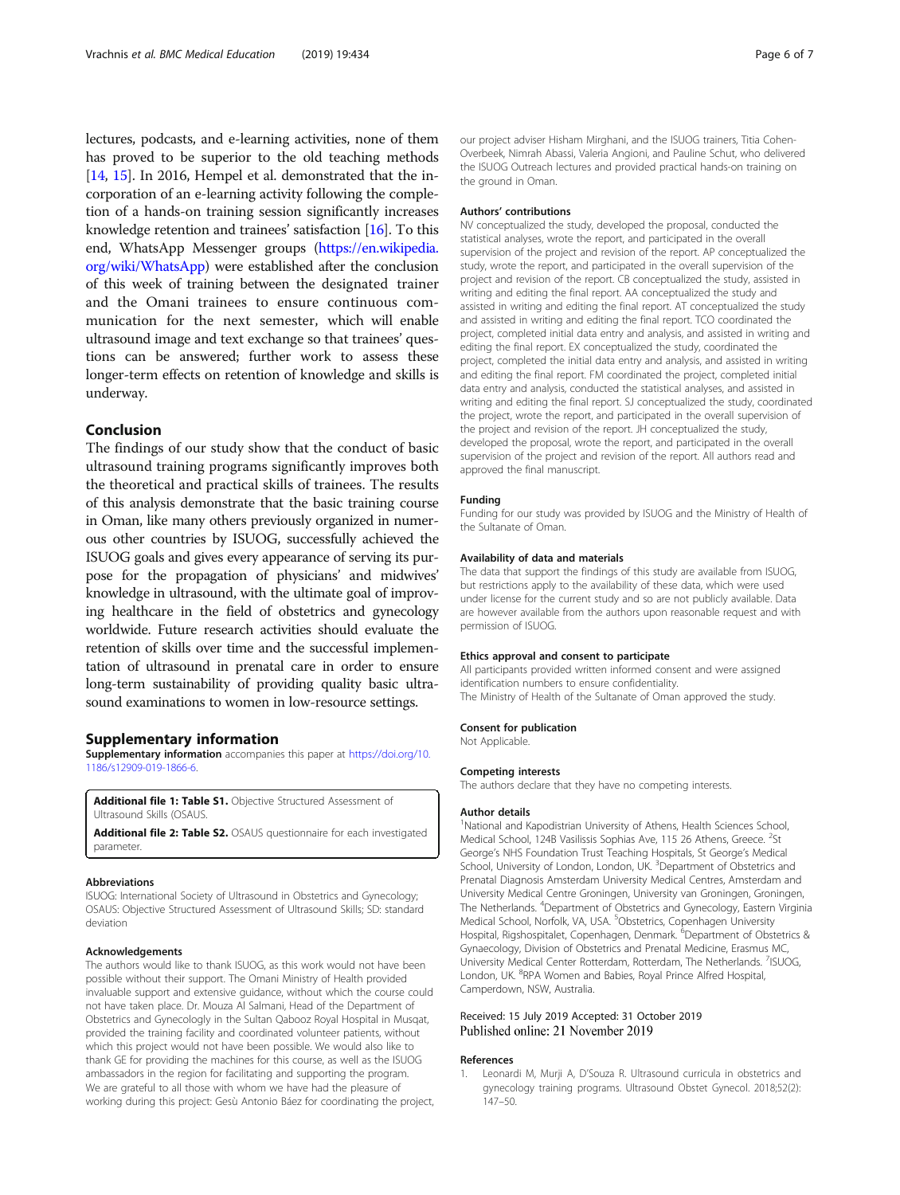lectures, podcasts, and e-learning activities, none of them has proved to be superior to the old teaching methods [14, 15]. In 2016, Hempel et al. demonstrated that the incorporation of an e-learning activity following the completion of a hands-on training session significantly increases knowledge retention and trainees' satisfaction [16]. To this end, WhatsApp Messenger groups (https://en.wikipedia.org/wiki/WhatsApp) were established after the conclusion of this week of training between the designated trainer and the Omani trainees to ensure continuous communication for the next semester, which will enable ultrasound image and text exchange so that trainees' questions can be answered; further work to assess these longer-term effects on retention of knowledge and skills is underway.

## Conclusion

The findings of our study show that the conduct of basic ultrasound training programs significantly improves both the theoretical and practical skills of trainees. The results of this analysis demonstrate that the basic training course in Oman, like many others previously organized in numerous other countries by ISUOG, successfully achieved the ISUOG goals and gives every appearance of serving its purpose for the propagation of physicians' and midwives' knowledge in ultrasound, with the ultimate goal of improving healthcare in the field of obstetrics and gynecology worldwide. Future research activities should evaluate the retention of skills over time and the successful implementation of ultrasound in prenatal care in order to ensure long-term sustainability of providing quality basic ultrasound examinations to women in low-resource settings.

## Supplementary information

**Supplementary information** accompanies this paper at https://doi.org/10.1186/s12909-019-1866-6.

**Additional file 1: Table S1.** Objective Structured Assessment of Ultrasound Skills (OSAUS.

**Additional file 2: Table S2.** OSAUS questionnaire for each investigated parameter.

#### Abbreviations

ISUOG: International Society of Ultrasound in Obstetrics and Gynecology; OSAUS: Objective Structured Assessment of Ultrasound Skills; SD: standard deviation

#### Acknowledgements

The authors would like to thank ISUOG, as this work would not have been possible without their support. The Omani Ministry of Health provided invaluable support and extensive guidance, without which the course could not have taken place. Dr. Mouza Al Salmani, Head of the Department of Obstetrics and Gynecology in the Sultan Qabooz Royal Hospital in Musqat, provided the training facility and coordinated volunteer patients, without which this project would not have been possible. We would also like to thank GE for providing the machines for this course, as well as the ISUOG ambassadors in the region for facilitating and supporting the program. We are grateful to all those with whom we have had the pleasure of working during this project: Gesù Antonio Báez for coordinating the project, our project adviser Hisham Mirghani, and the ISUOG trainers, Titia Cohen-Overbeek, Nimrah Abassi, Valeria Angioni, and Pauline Schut, who delivered the ISUOG Outreach lectures and provided practical hands-on training on the ground in Oman.

#### Authors' contributions

NV conceptualized the study, developed the proposal, conducted the statistical analyses, wrote the report, and participated in the overall supervision of the project and revision of the report. AP conceptualized the study, wrote the report, and participated in the overall supervision of the project and revision of the report. CB conceptualized the study, assisted in writing and editing the final report. AA conceptualized the study and assisted in writing and editing the final report. AT conceptualized the study and assisted in writing and editing the final report. TCO coordinated the project, completed initial data entry and analysis, and assisted in writing and editing the final report. EX conceptualized the study, coordinated the project, completed the initial data entry and analysis, and assisted in writing and editing the final report. FM coordinated the project, completed initial data entry and analysis, conducted the statistical analyses, and assisted in writing and editing the final report. SJ conceptualized the study, coordinated the project, wrote the report, and participated in the overall supervision of the project and revision of the report. JH conceptualized the study, developed the proposal, wrote the report, and participated in the overall supervision of the project and revision of the report. All authors read and approved the final manuscript.

#### Funding

Funding for our study was provided by ISUOG and the Ministry of Health of the Sultanate of Oman.

#### Availability of data and materials

The data that support the findings of this study are available from ISUOG, but restrictions apply to the availability of these data, which were used under license for the current study and so are not publicly available. Data are however available from the authors upon reasonable request and with permission of ISUOG.

#### Ethics approval and consent to participate

All participants provided written informed consent and were assigned identification numbers to ensure confidentiality.
The Ministry of Health of the Sultanate of Oman approved the study.

#### Consent for publication

Not Applicable.

#### Competing interests

The authors declare that they have no competing interests.

#### Author details

[1]National and Kapodistrian University of Athens, Health Sciences School, Medical School, 124B Vasilissis Sophias Ave, 115 26 Athens, Greece. [2]St George's NHS Foundation Trust Teaching Hospitals, St George's Medical School, University of London, London, UK. [3]Department of Obstetrics and Prenatal Diagnosis Amsterdam University Medical Centres, Amsterdam and University Medical Centre Groningen, University van Groningen, Groningen, The Netherlands. [4]Department of Obstetrics and Gynecology, Eastern Virginia Medical School, Norfolk, VA, USA. [5]Obstetrics, Copenhagen University Hospital, Rigshospitalet, Copenhagen, Denmark. [6]Department of Obstetrics & Gynaecology, Division of Obstetrics and Prenatal Medicine, Erasmus MC, University Medical Center Rotterdam, Rotterdam, The Netherlands. [7]ISUOG, London, UK. [8]RPA Women and Babies, Royal Prince Alfred Hospital, Camperdown, NSW, Australia.

Received: 15 July 2019 Accepted: 31 October 2019
Published online: 21 November 2019

#### References

1. Leonardi M, Murji A, D'Souza R. Ultrasound curricula in obstetrics and gynecology training programs. Ultrasound Obstet Gynecol. 2018;52(2):147–50.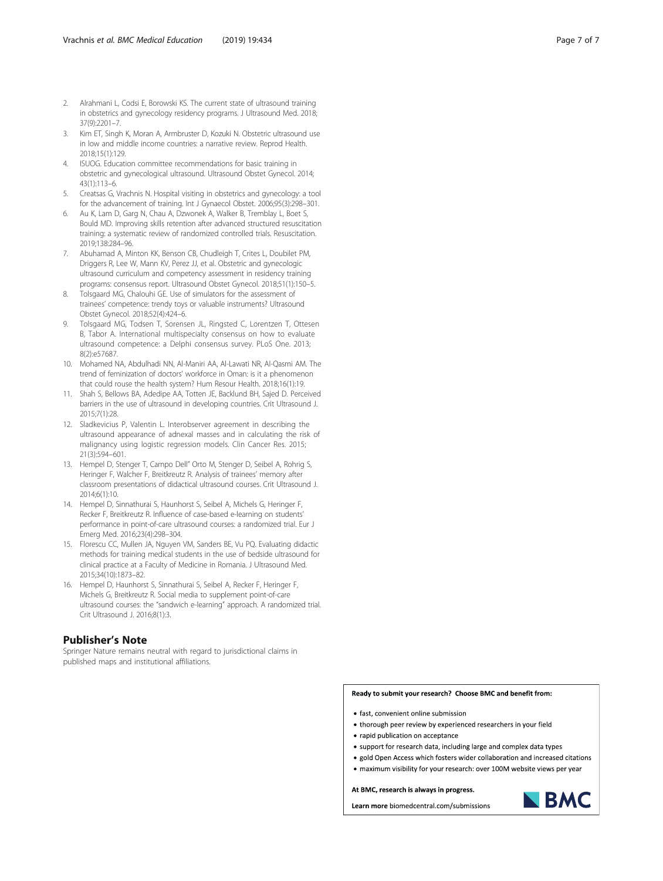2. Alrahmani L, Codsi E, Borowski KS. The current state of ultrasound training in obstetrics and gynecology residency programs. J Ultrasound Med. 2018; 37(9):2201–7.
3. Kim ET, Singh K, Moran A, Armbruster D, Kozuki N. Obstetric ultrasound use in low and middle income countries: a narrative review. Reprod Health. 2018;15(1):129.
4. ISUOG. Education committee recommendations for basic training in obstetric and gynecological ultrasound. Ultrasound Obstet Gynecol. 2014; 43(1):113–6.
5. Creatsas G, Vrachnis N. Hospital visiting in obstetrics and gynecology: a tool for the advancement of training. Int J Gynaecol Obstet. 2006;95(3):298–301.
6. Au K, Lam D, Garg N, Chau A, Dzwonek A, Walker B, Tremblay L, Boet S, Bould MD. Improving skills retention after advanced structured resuscitation training: a systematic review of randomized controlled trials. Resuscitation. 2019;138:284–96.
7. Abuhamad A, Minton KK, Benson CB, Chudleigh T, Crites L, Doubilet PM, Driggers R, Lee W, Mann KV, Perez JJ, et al. Obstetric and gynecologic ultrasound curriculum and competency assessment in residency training programs: consensus report. Ultrasound Obstet Gynecol. 2018;51(1):150–5.
8. Tolsgaard MG, Chalouhi GE. Use of simulators for the assessment of trainees' competence: trendy toys or valuable instruments? Ultrasound Obstet Gynecol. 2018;52(4):424–6.
9. Tolsgaard MG, Todsen T, Sorensen JL, Ringsted C, Lorentzen T, Ottesen B, Tabor A. International multispecialty consensus on how to evaluate ultrasound competence: a Delphi consensus survey. PLoS One. 2013; 8(2):e57687.
10. Mohamed NA, Abdulhadi NN, Al-Maniri AA, Al-Lawati NR, Al-Qasmi AM. The trend of feminization of doctors' workforce in Oman: is it a phenomenon that could rouse the health system? Hum Resour Health. 2018;16(1):19.
11. Shah S, Bellows BA, Adedipe AA, Totten JE, Backlund BH, Sajed D. Perceived barriers in the use of ultrasound in developing countries. Crit Ultrasound J. 2015;7(1):28.
12. Sladkevicius P, Valentin L. Interobserver agreement in describing the ultrasound appearance of adnexal masses and in calculating the risk of malignancy using logistic regression models. Clin Cancer Res. 2015; 21(3):594–601.
13. Hempel D, Stenger T, Campo Dell" Orto M, Stenger D, Seibel A, Rohrig S, Heringer F, Walcher F, Breitkreutz R. Analysis of trainees' memory after classroom presentations of didactical ultrasound courses. Crit Ultrasound J. 2014;6(1):10.
14. Hempel D, Sinnathurai S, Haunhorst S, Seibel A, Michels G, Heringer F, Recker F, Breitkreutz R. Influence of case-based e-learning on students' performance in point-of-care ultrasound courses: a randomized trial. Eur J Emerg Med. 2016;23(4):298–304.
15. Florescu CC, Mullen JA, Nguyen VM, Sanders BE, Vu PQ. Evaluating didactic methods for training medical students in the use of bedside ultrasound for clinical practice at a Faculty of Medicine in Romania. J Ultrasound Med. 2015;34(10):1873–82.
16. Hempel D, Haunhorst S, Sinnathurai S, Seibel A, Recker F, Heringer F, Michels G, Breitkreutz R. Social media to supplement point-of-care ultrasound courses: the "sandwich e-learning" approach. A randomized trial. Crit Ultrasound J. 2016;8(1):3.

## Publisher's Note

Springer Nature remains neutral with regard to jurisdictional claims in published maps and institutional affiliations.

**Ready to submit your research? Choose BMC and benefit from:**

- fast, convenient online submission
- thorough peer review by experienced researchers in your field
- rapid publication on acceptance
- support for research data, including large and complex data types
- gold Open Access which fosters wider collaboration and increased citations
- maximum visibility for your research: over 100M website views per year

**At BMC, research is always in progress.**

**Learn more** biomedcentral.com/submissions

BMC